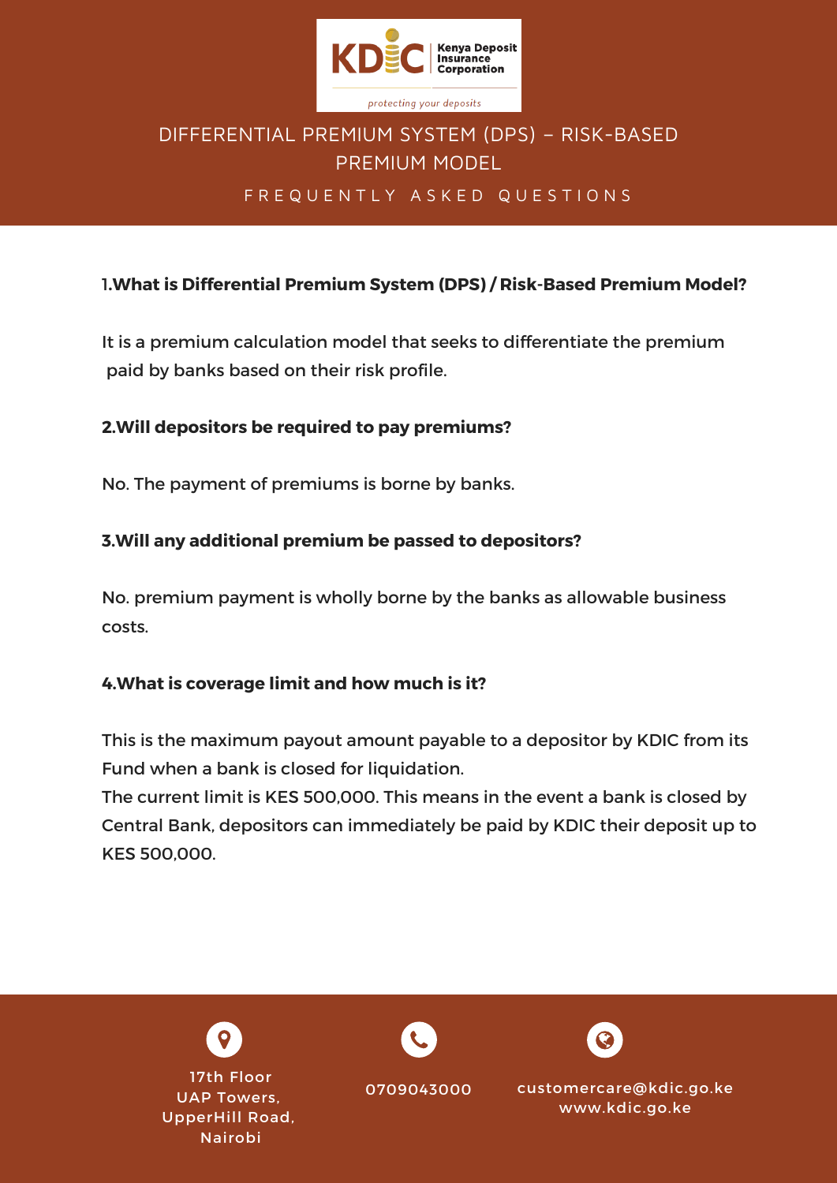Kenya Deposit Insurance Corporation

*protecting your deposits*

# DIFFERENTIAL PREMIUM SYSTEM (DPS) – RISK-BASED PREMIUM MODEL

## FREQUENTLY ASKED QUESTIONS

**1.What is Differential Premium System (DPS) / Risk-Based Premium Model?**

It is a premium calculation model that seeks to differentiate the premium paid by banks based on their risk profile.

**2.Will depositors be required to pay premiums?**

No. The payment of premiums is borne by banks.

**3.Will any additional premium be passed to depositors?**

No. premium payment is wholly borne by the banks as allowable business costs.

**4.What is coverage limit and how much is it?**

This is the maximum payout amount payable to a depositor by KDIC from its Fund when a bank is closed for liquidation.

The current limit is KES 500,000. This means in the event a bank is closed by Central Bank, depositors can immediately be paid by KDIC their deposit up to KES 500,000.

17th Floor
UAP Towers,
UpperHill Road,
Nairobi

0709043000

customercare@kdic.go.ke
www.kdic.go.ke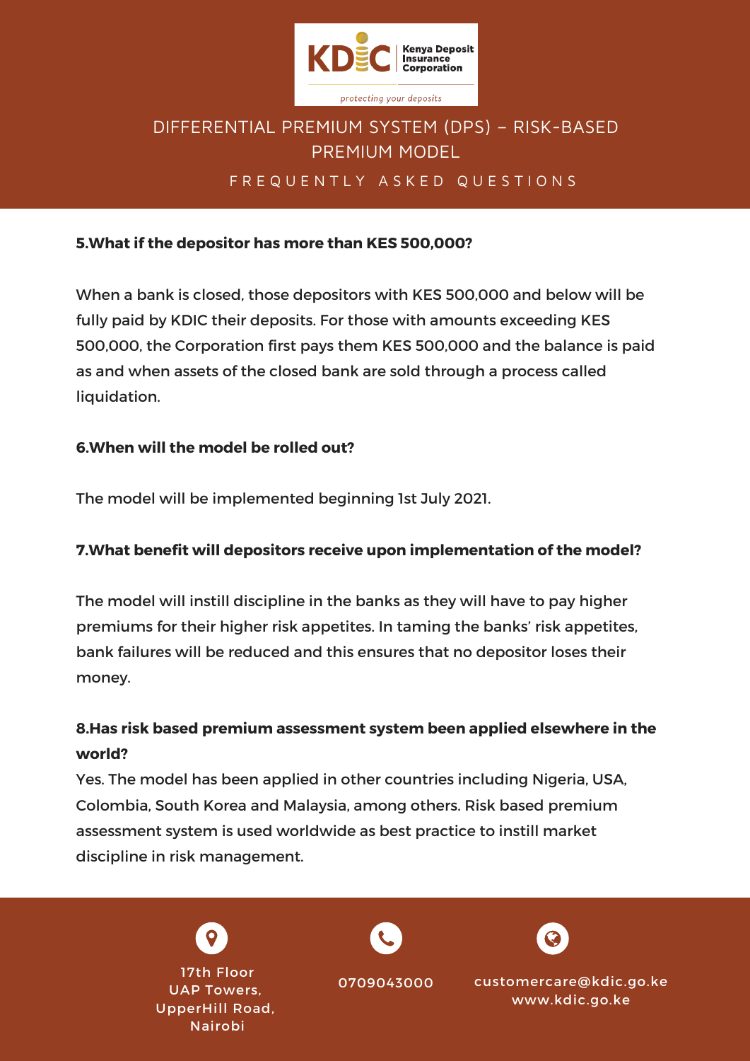**5.What if the depositor has more than KES 500,000?**

When a bank is closed, those depositors with KES 500,000 and below will be fully paid by KDIC their deposits. For those with amounts exceeding KES 500,000, the Corporation first pays them KES 500,000 and the balance is paid as and when assets of the closed bank are sold through a process called liquidation.

**6.When will the model be rolled out?**

The model will be implemented beginning 1st July 2021.

**7.What benefit will depositors receive upon implementation of the model?**

The model will instill discipline in the banks as they will have to pay higher premiums for their higher risk appetites. In taming the banks' risk appetites, bank failures will be reduced and this ensures that no depositor loses their money.

**8.Has risk based premium assessment system been applied elsewhere in the world?**

Yes. The model has been applied in other countries including Nigeria, USA, Colombia, South Korea and Malaysia, among others. Risk based premium assessment system is used worldwide as best practice to instill market discipline in risk management.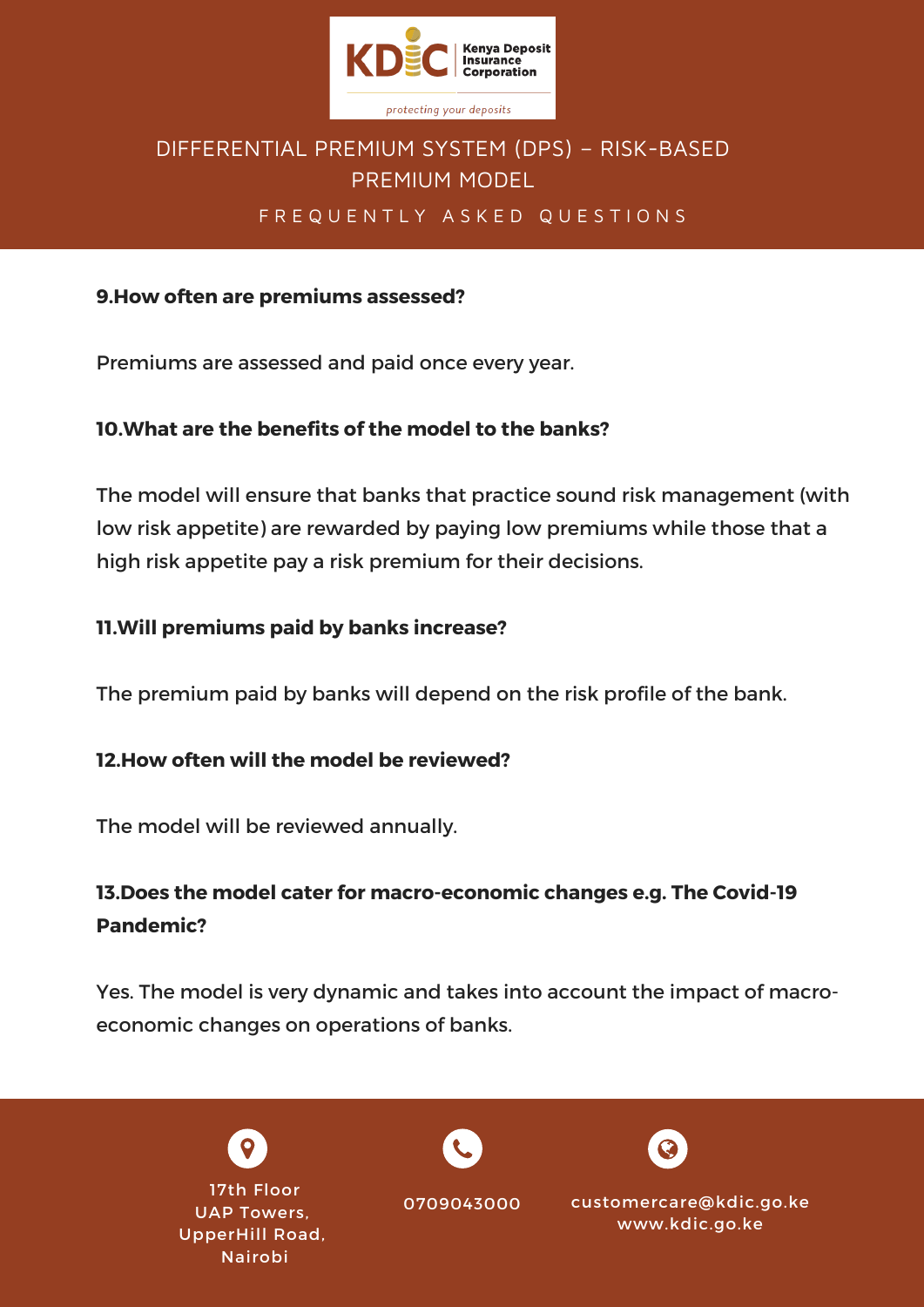# DIFFERENTIAL PREMIUM SYSTEM (DPS) – RISK-BASED PREMIUM MODEL

## FREQUENTLY ASKED QUESTIONS

**9.How often are premiums assessed?**

Premiums are assessed and paid once every year.

**10.What are the benefits of the model to the banks?**

The model will ensure that banks that practice sound risk management (with low risk appetite) are rewarded by paying low premiums while those that a high risk appetite pay a risk premium for their decisions.

**11.Will premiums paid by banks increase?**

The premium paid by banks will depend on the risk profile of the bank.

**12.How often will the model be reviewed?**

The model will be reviewed annually.

**13.Does the model cater for macro-economic changes e.g. The Covid-19 Pandemic?**

Yes. The model is very dynamic and takes into account the impact of macro-economic changes on operations of banks.

17th Floor
UAP Towers,
UpperHill Road,
Nairobi

0709043000

customercare@kdic.go.ke
www.kdic.go.ke